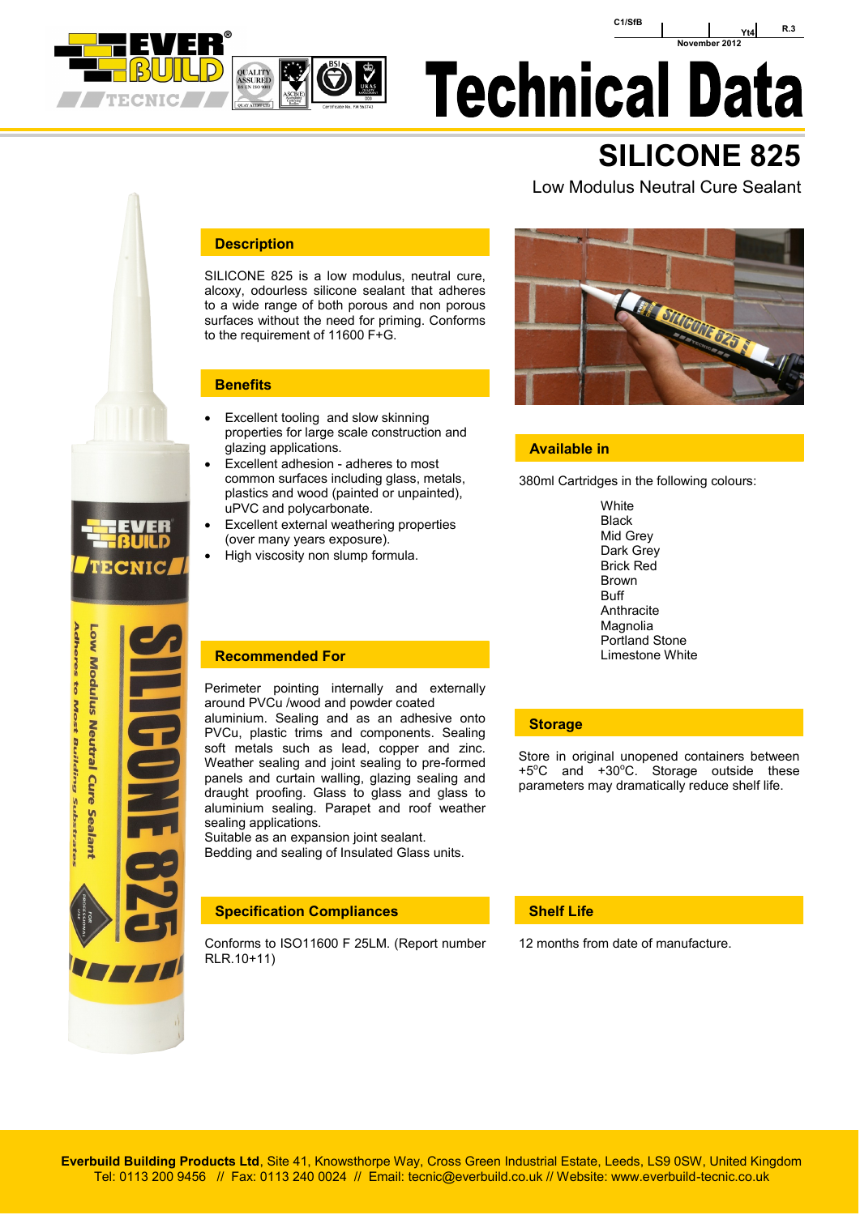C1/SfB | | Yt4 | R.3

November 2012

# Technical Data

## SILICONE 825

Low Modulus Neutral Cure Sealant

### Description

SILICONE 825 is a low modulus, neutral cure, alcoxy, odourless silicone sealant that adheres to a wide range of both porous and non porous surfaces without the need for priming. Conforms to the requirement of 11600 F+G.

### Benefits

- Excellent tooling and slow skinning properties for large scale construction and glazing applications.
- Excellent adhesion - adheres to most common surfaces including glass, metals, plastics and wood (painted or unpainted), uPVC and polycarbonate.
- Excellent external weathering properties (over many years exposure).
- High viscosity non slump formula.

### Recommended For

Perimeter pointing internally and externally around PVCu /wood and powder coated aluminium. Sealing and as an adhesive onto PVCu, plastic trims and components. Sealing soft metals such as lead, copper and zinc. Weather sealing and joint sealing to pre-formed panels and curtain walling, glazing sealing and draught proofing. Glass to glass and glass to aluminium sealing. Parapet and roof weather sealing applications.
Suitable as an expansion joint sealant.
Bedding and sealing of Insulated Glass units.

### Specification Compliances

Conforms to ISO11600 F 25LM. (Report number RLR.10+11)

### Available in

380ml Cartridges in the following colours:

White
Black
Mid Grey
Dark Grey
Brick Red
Brown
Buff
Anthracite
Magnolia
Portland Stone
Limestone White

### Storage

Store in original unopened containers between +5°C and +30°C. Storage outside these parameters may dramatically reduce shelf life.

### Shelf Life

12 months from date of manufacture.

**Everbuild Building Products Ltd**, Site 41, Knowsthorpe Way, Cross Green Industrial Estate, Leeds, LS9 0SW, United Kingdom
Tel: 0113 200 9456 // Fax: 0113 240 0024 // Email: tecnic@everbuild.co.uk // Website: www.everbuild-tecnic.co.uk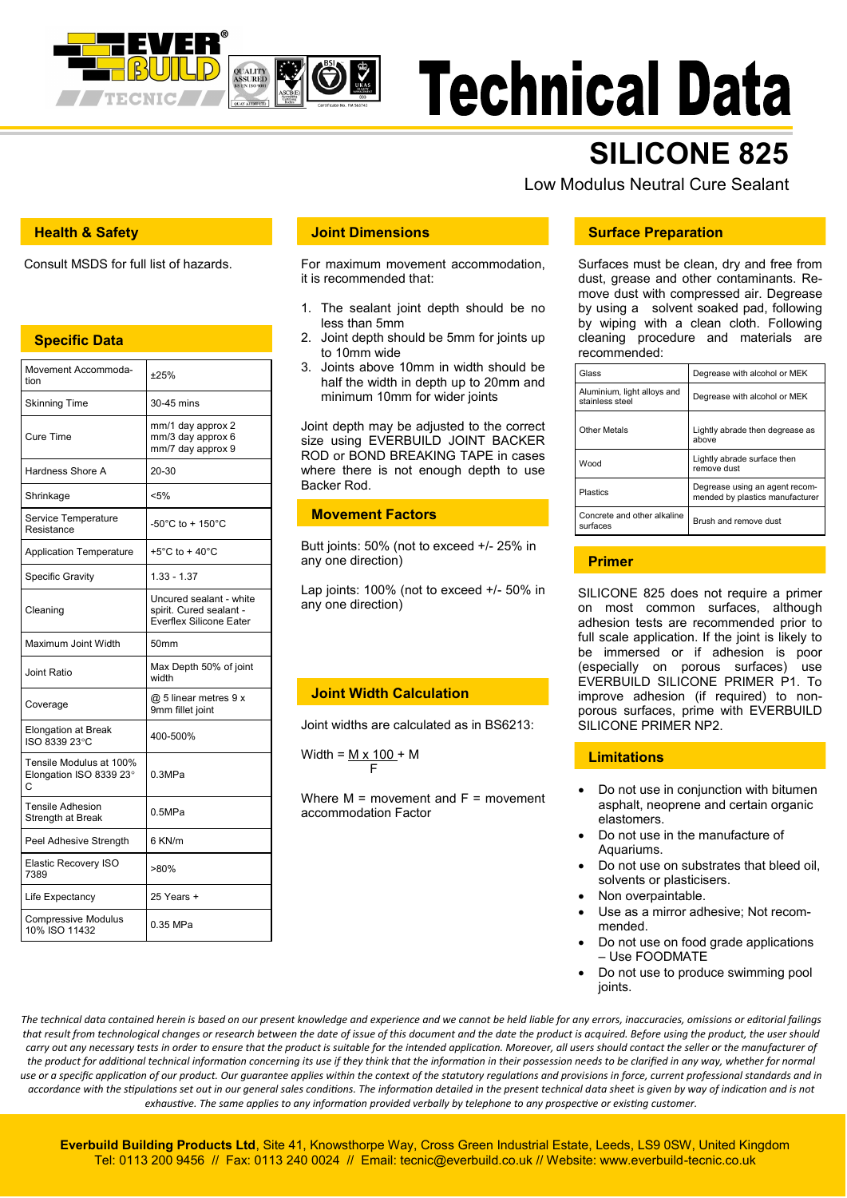# Technical Data

# SILICONE 825

Low Modulus Neutral Cure Sealant

## Health & Safety

Consult MSDS for full list of hazards.

## Specific Data

| | |
|---|---|
| Movement Accommodation | ±25% |
| Skinning Time | 30-45 mins |
| Cure Time | mm/1 day approx 2<br>mm/3 day approx 6<br>mm/7 day approx 9 |
| Hardness Shore A | 20-30 |
| Shrinkage | <5% |
| Service Temperature Resistance | -50°C to + 150°C |
| Application Temperature | +5°C to + 40°C |
| Specific Gravity | 1.33 - 1.37 |
| Cleaning | Uncured sealant - white spirit. Cured sealant - Everflex Silicone Eater |
| Maximum Joint Width | 50mm |
| Joint Ratio | Max Depth 50% of joint width |
| Coverage | @ 5 linear metres 9 x 9mm fillet joint |
| Elongation at Break ISO 8339 23°C | 400-500% |
| Tensile Modulus at 100% Elongation ISO 8339 23°C | 0.3MPa |
| Tensile Adhesion Strength at Break | 0.5MPa |
| Peel Adhesive Strength | 6 KN/m |
| Elastic Recovery ISO 7389 | >80% |
| Life Expectancy | 25 Years + |
| Compressive Modulus 10% ISO 11432 | 0.35 MPa |

## Joint Dimensions

For maximum movement accommodation, it is recommended that:

1. The sealant joint depth should be no less than 5mm
2. Joint depth should be 5mm for joints up to 10mm wide
3. Joints above 10mm in width should be half the width in depth up to 20mm and minimum 10mm for wider joints

Joint depth may be adjusted to the correct size using EVERBUILD JOINT BACKER ROD or BOND BREAKING TAPE in cases where there is not enough depth to use Backer Rod.

## Movement Factors

Butt joints: 50% (not to exceed +/- 25% in any one direction)

Lap joints: 100% (not to exceed +/- 50% in any one direction)

## Joint Width Calculation

Joint widths are calculated as in BS6213:

$$\text{Width} = \frac{M \times 100}{F} + M$$

Where M = movement and F = movement accommodation Factor

## Surface Preparation

Surfaces must be clean, dry and free from dust, grease and other contaminants. Remove dust with compressed air. Degrease by using a solvent soaked pad, following by wiping with a clean cloth. Following cleaning procedure and materials are recommended:

| | |
|---|---|
| Glass | Degrease with alcohol or MEK |
| Aluminium, light alloys and stainless steel | Degrease with alcohol or MEK |
| Other Metals | Lightly abrade then degrease as above |
| Wood | Lightly abrade surface then remove dust |
| Plastics | Degrease using an agent recommended by plastics manufacturer |
| Concrete and other alkaline surfaces | Brush and remove dust |

## Primer

SILICONE 825 does not require a primer on most common surfaces, although adhesion tests are recommended prior to full scale application. If the joint is likely to be immersed or if adhesion is poor (especially on porous surfaces) use EVERBUILD SILICONE PRIMER P1. To improve adhesion (if required) to non-porous surfaces, prime with EVERBUILD SILICONE PRIMER NP2.

## Limitations

- Do not use in conjunction with bitumen asphalt, neoprene and certain organic elastomers.
- Do not use in the manufacture of Aquariums.
- Do not use on substrates that bleed oil, solvents or plasticisers.
- Non overpaintable.
- Use as a mirror adhesive; Not recommended.
- Do not use on food grade applications – Use FOODMATE
- Do not use to produce swimming pool joints.

*The technical data contained herein is based on our present knowledge and experience and we cannot be held liable for any errors, inaccuracies, omissions or editorial failings that result from technological changes or research between the date of issue of this document and the date the product is acquired. Before using the product, the user should carry out any necessary tests in order to ensure that the product is suitable for the intended application. Moreover, all users should contact the seller or the manufacturer of the product for additional technical information concerning its use if they think that the information in their possession needs to be clarified in any way, whether for normal use or a specific application of our product. Our guarantee applies within the context of the statutory regulations and provisions in force, current professional standards and in accordance with the stipulations set out in our general sales conditions. The information detailed in the present technical data sheet is given by way of indication and is not exhaustive. The same applies to any information provided verbally by telephone to any prospective or existing customer.*

**Everbuild Building Products Ltd**, Site 41, Knowsthorpe Way, Cross Green Industrial Estate, Leeds, LS9 0SW, United Kingdom
Tel: 0113 200 9456 // Fax: 0113 240 0024 // Email: tecnic@everbuild.co.uk // Website: www.everbuild-tecnic.co.uk